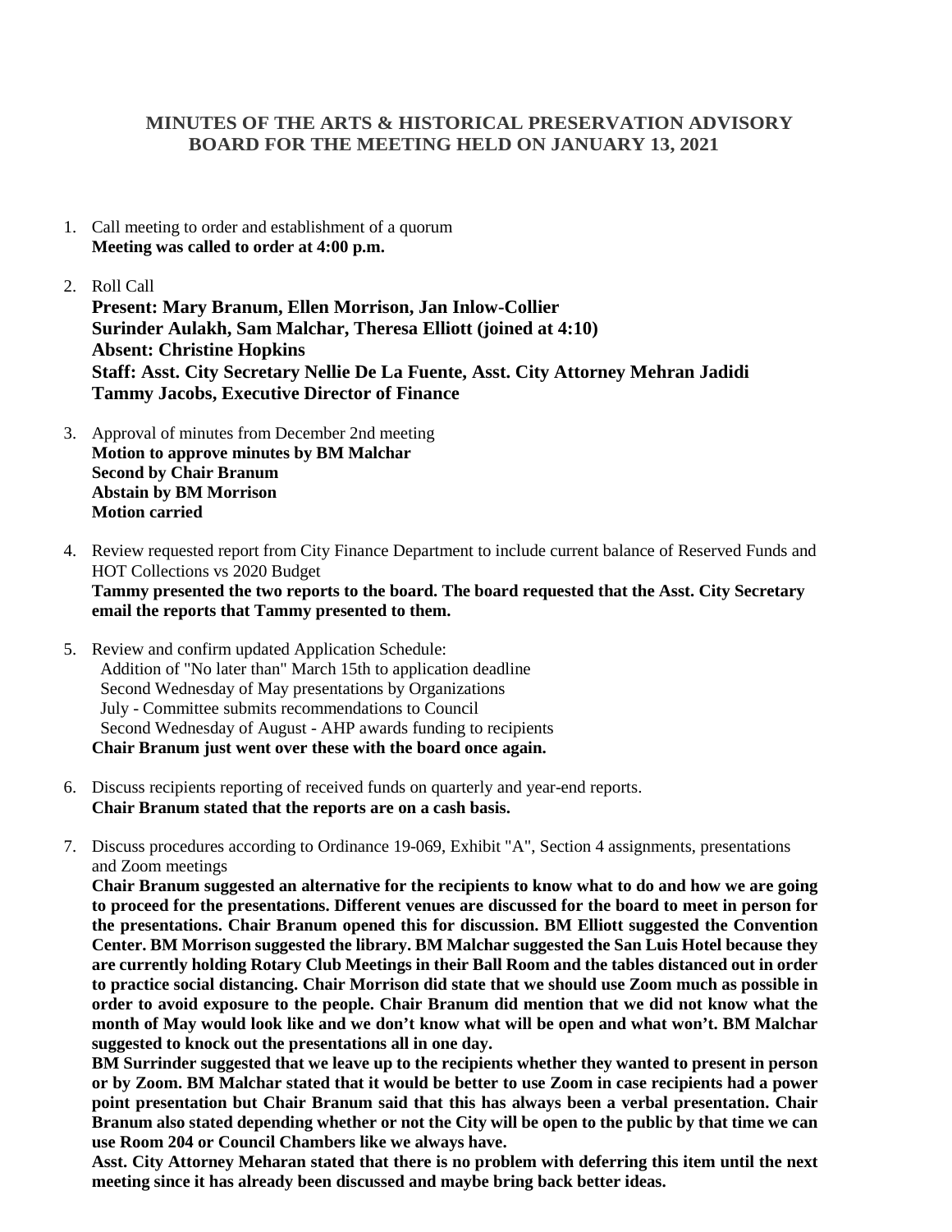# MINUTES OF THE ARTS & HISTORICAL PRESERVATION ADVISORY BOARD FOR THE MEETING HELD ON JANUARY 13, 2021

1. Call meeting to order and establishment of a quorum
   **Meeting was called to order at 4:00 p.m.**

2. Roll Call
   **Present: Mary Branum, Ellen Morrison, Jan Inlow-Collier**
   **Surinder Aulakh, Sam Malchar, Theresa Elliott (joined at 4:10)**
   **Absent: Christine Hopkins**
   **Staff: Asst. City Secretary Nellie De La Fuente, Asst. City Attorney Mehran Jadidi**
   **Tammy Jacobs, Executive Director of Finance**

3. Approval of minutes from December 2nd meeting
   **Motion to approve minutes by BM Malchar**
   **Second by Chair Branum**
   **Abstain by BM Morrison**
   **Motion carried**

4. Review requested report from City Finance Department to include current balance of Reserved Funds and HOT Collections vs 2020 Budget
   **Tammy presented the two reports to the board. The board requested that the Asst. City Secretary email the reports that Tammy presented to them.**

5. Review and confirm updated Application Schedule:
   Addition of "No later than" March 15th to application deadline
   Second Wednesday of May presentations by Organizations
   July - Committee submits recommendations to Council
   Second Wednesday of August - AHP awards funding to recipients
   **Chair Branum just went over these with the board once again.**

6. Discuss recipients reporting of received funds on quarterly and year-end reports.
   **Chair Branum stated that the reports are on a cash basis.**

7. Discuss procedures according to Ordinance 19-069, Exhibit "A", Section 4 assignments, presentations and Zoom meetings
   **Chair Branum suggested an alternative for the recipients to know what to do and how we are going to proceed for the presentations. Different venues are discussed for the board to meet in person for the presentations. Chair Branum opened this for discussion. BM Elliott suggested the Convention Center. BM Morrison suggested the library. BM Malchar suggested the San Luis Hotel because they are currently holding Rotary Club Meetings in their Ball Room and the tables distanced out in order to practice social distancing. Chair Morrison did state that we should use Zoom much as possible in order to avoid exposure to the people. Chair Branum did mention that we did not know what the month of May would look like and we don't know what will be open and what won't. BM Malchar suggested to knock out the presentations all in one day.**
   **BM Surrinder suggested that we leave up to the recipients whether they wanted to present in person or by Zoom. BM Malchar stated that it would be better to use Zoom in case recipients had a power point presentation but Chair Branum said that this has always been a verbal presentation. Chair Branum also stated depending whether or not the City will be open to the public by that time we can use Room 204 or Council Chambers like we always have.**
   **Asst. City Attorney Meharan stated that there is no problem with deferring this item until the next meeting since it has already been discussed and maybe bring back better ideas.**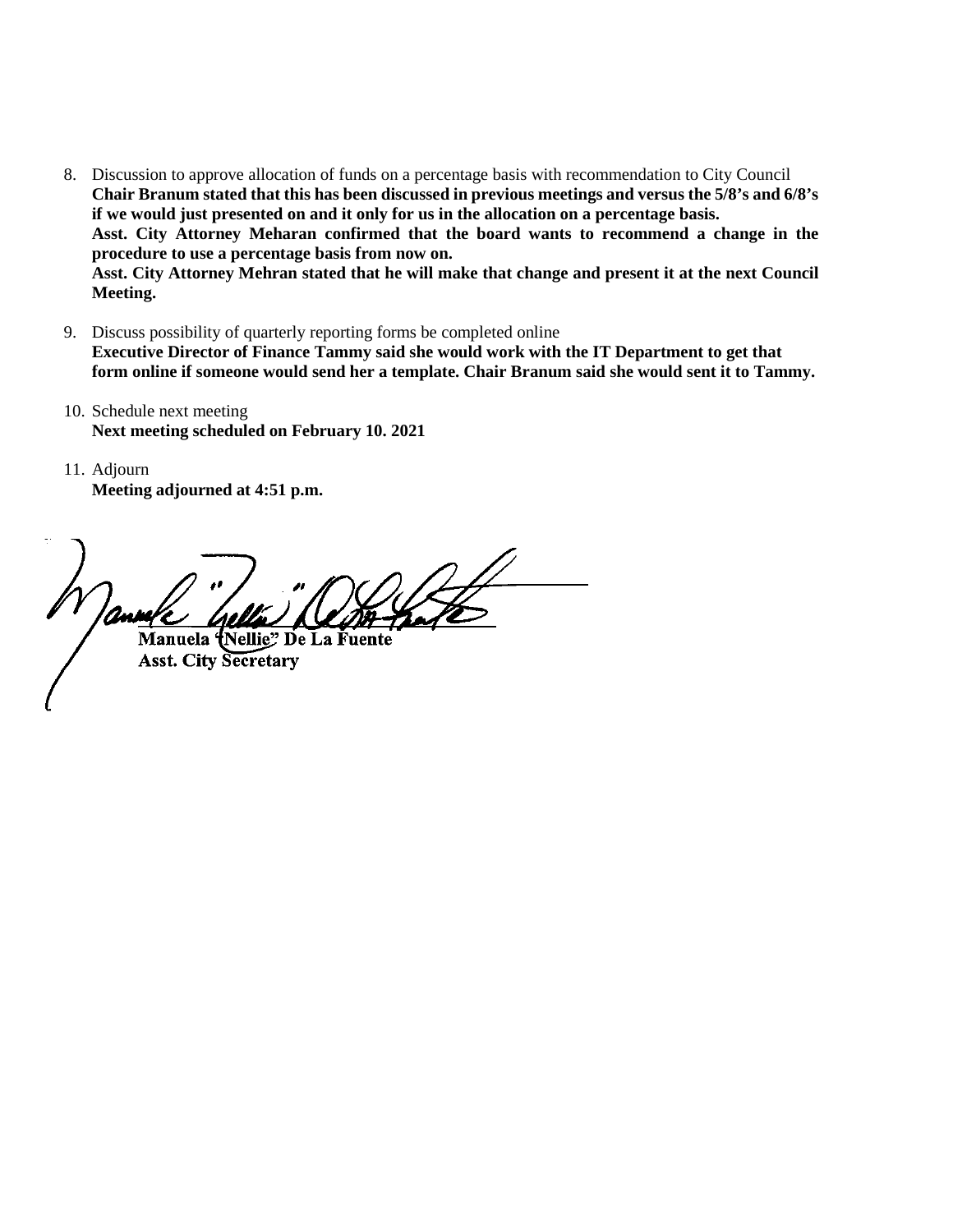8. Discussion to approve allocation of funds on a percentage basis with recommendation to City Council
   **Chair Branum stated that this has been discussed in previous meetings and versus the 5/8's and 6/8's if we would just presented on and it only for us in the allocation on a percentage basis.**
   **Asst. City Attorney Meharan confirmed that the board wants to recommend a change in the procedure to use a percentage basis from now on.**
   **Asst. City Attorney Mehran stated that he will make that change and present it at the next Council Meeting.**

9. Discuss possibility of quarterly reporting forms be completed online
   **Executive Director of Finance Tammy said she would work with the IT Department to get that form online if someone would send her a template. Chair Branum said she would sent it to Tammy.**

10. Schedule next meeting
    **Next meeting scheduled on February 10. 2021**

11. Adjourn
    **Meeting adjourned at 4:51 p.m.**

Manuela "Nellie" De La Fuente
Asst. City Secretary